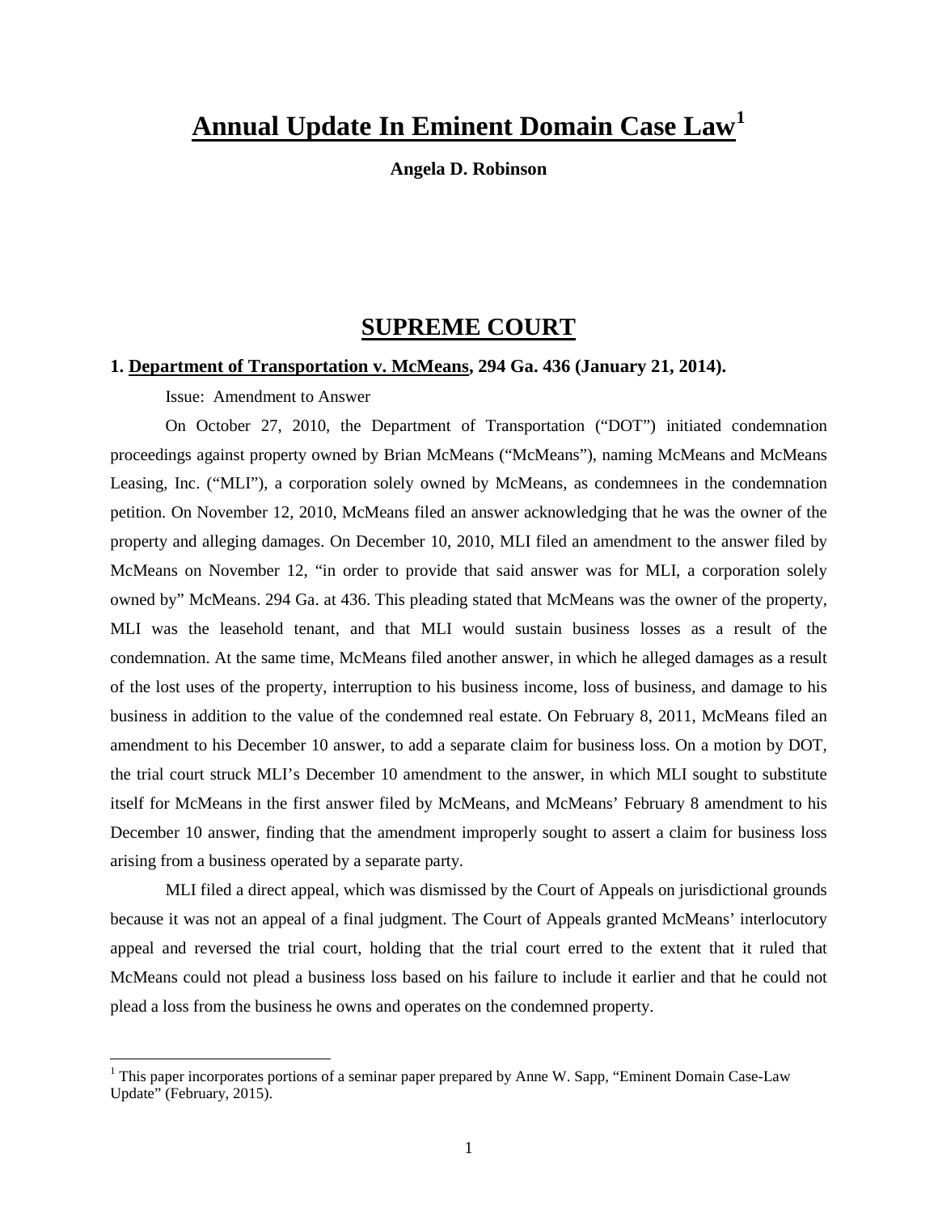# Annual Update In Eminent Domain Case Law[1]

**Angela D. Robinson**

## SUPREME COURT

### 1. Department of Transportation v. McMeans, 294 Ga. 436 (January 21, 2014).

Issue: Amendment to Answer

On October 27, 2010, the Department of Transportation ("DOT") initiated condemnation proceedings against property owned by Brian McMeans ("McMeans"), naming McMeans and McMeans Leasing, Inc. ("MLI"), a corporation solely owned by McMeans, as condemnees in the condemnation petition. On November 12, 2010, McMeans filed an answer acknowledging that he was the owner of the property and alleging damages. On December 10, 2010, MLI filed an amendment to the answer filed by McMeans on November 12, "in order to provide that said answer was for MLI, a corporation solely owned by" McMeans. 294 Ga. at 436. This pleading stated that McMeans was the owner of the property, MLI was the leasehold tenant, and that MLI would sustain business losses as a result of the condemnation. At the same time, McMeans filed another answer, in which he alleged damages as a result of the lost uses of the property, interruption to his business income, loss of business, and damage to his business in addition to the value of the condemned real estate. On February 8, 2011, McMeans filed an amendment to his December 10 answer, to add a separate claim for business loss. On a motion by DOT, the trial court struck MLI's December 10 amendment to the answer, in which MLI sought to substitute itself for McMeans in the first answer filed by McMeans, and McMeans' February 8 amendment to his December 10 answer, finding that the amendment improperly sought to assert a claim for business loss arising from a business operated by a separate party.

MLI filed a direct appeal, which was dismissed by the Court of Appeals on jurisdictional grounds because it was not an appeal of a final judgment. The Court of Appeals granted McMeans' interlocutory appeal and reversed the trial court, holding that the trial court erred to the extent that it ruled that McMeans could not plead a business loss based on his failure to include it earlier and that he could not plead a loss from the business he owns and operates on the condemned property.

---

[1] This paper incorporates portions of a seminar paper prepared by Anne W. Sapp, "Eminent Domain Case-Law Update" (February, 2015).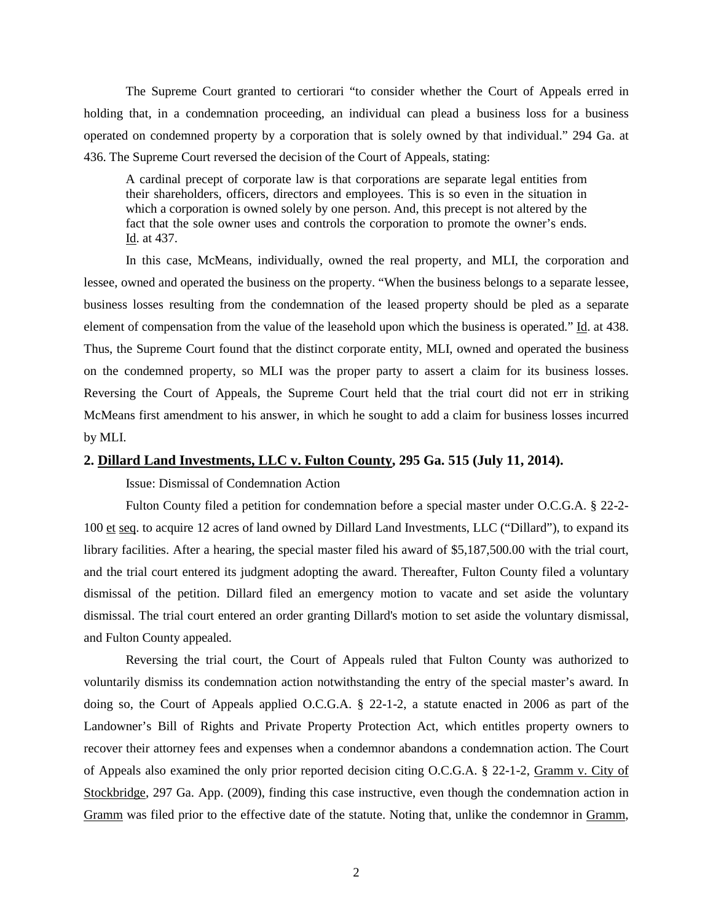The Supreme Court granted to certiorari "to consider whether the Court of Appeals erred in holding that, in a condemnation proceeding, an individual can plead a business loss for a business operated on condemned property by a corporation that is solely owned by that individual." 294 Ga. at 436. The Supreme Court reversed the decision of the Court of Appeals, stating:

> A cardinal precept of corporate law is that corporations are separate legal entities from their shareholders, officers, directors and employees. This is so even in the situation in which a corporation is owned solely by one person. And, this precept is not altered by the fact that the sole owner uses and controls the corporation to promote the owner's ends. Id. at 437.

In this case, McMeans, individually, owned the real property, and MLI, the corporation and lessee, owned and operated the business on the property. "When the business belongs to a separate lessee, business losses resulting from the condemnation of the leased property should be pled as a separate element of compensation from the value of the leasehold upon which the business is operated." Id. at 438. Thus, the Supreme Court found that the distinct corporate entity, MLI, owned and operated the business on the condemned property, so MLI was the proper party to assert a claim for its business losses. Reversing the Court of Appeals, the Supreme Court held that the trial court did not err in striking McMeans first amendment to his answer, in which he sought to add a claim for business losses incurred by MLI.

**2. Dillard Land Investments, LLC v. Fulton County, 295 Ga. 515 (July 11, 2014).**

Issue: Dismissal of Condemnation Action

Fulton County filed a petition for condemnation before a special master under O.C.G.A. § 22-2-100 et seq. to acquire 12 acres of land owned by Dillard Land Investments, LLC ("Dillard"), to expand its library facilities. After a hearing, the special master filed his award of $5,187,500.00 with the trial court, and the trial court entered its judgment adopting the award. Thereafter, Fulton County filed a voluntary dismissal of the petition. Dillard filed an emergency motion to vacate and set aside the voluntary dismissal. The trial court entered an order granting Dillard's motion to set aside the voluntary dismissal, and Fulton County appealed.

Reversing the trial court, the Court of Appeals ruled that Fulton County was authorized to voluntarily dismiss its condemnation action notwithstanding the entry of the special master's award. In doing so, the Court of Appeals applied O.C.G.A. § 22-1-2, a statute enacted in 2006 as part of the Landowner's Bill of Rights and Private Property Protection Act, which entitles property owners to recover their attorney fees and expenses when a condemnor abandons a condemnation action. The Court of Appeals also examined the only prior reported decision citing O.C.G.A. § 22-1-2, Gramm v. City of Stockbridge, 297 Ga. App. (2009), finding this case instructive, even though the condemnation action in Gramm was filed prior to the effective date of the statute. Noting that, unlike the condemnor in Gramm,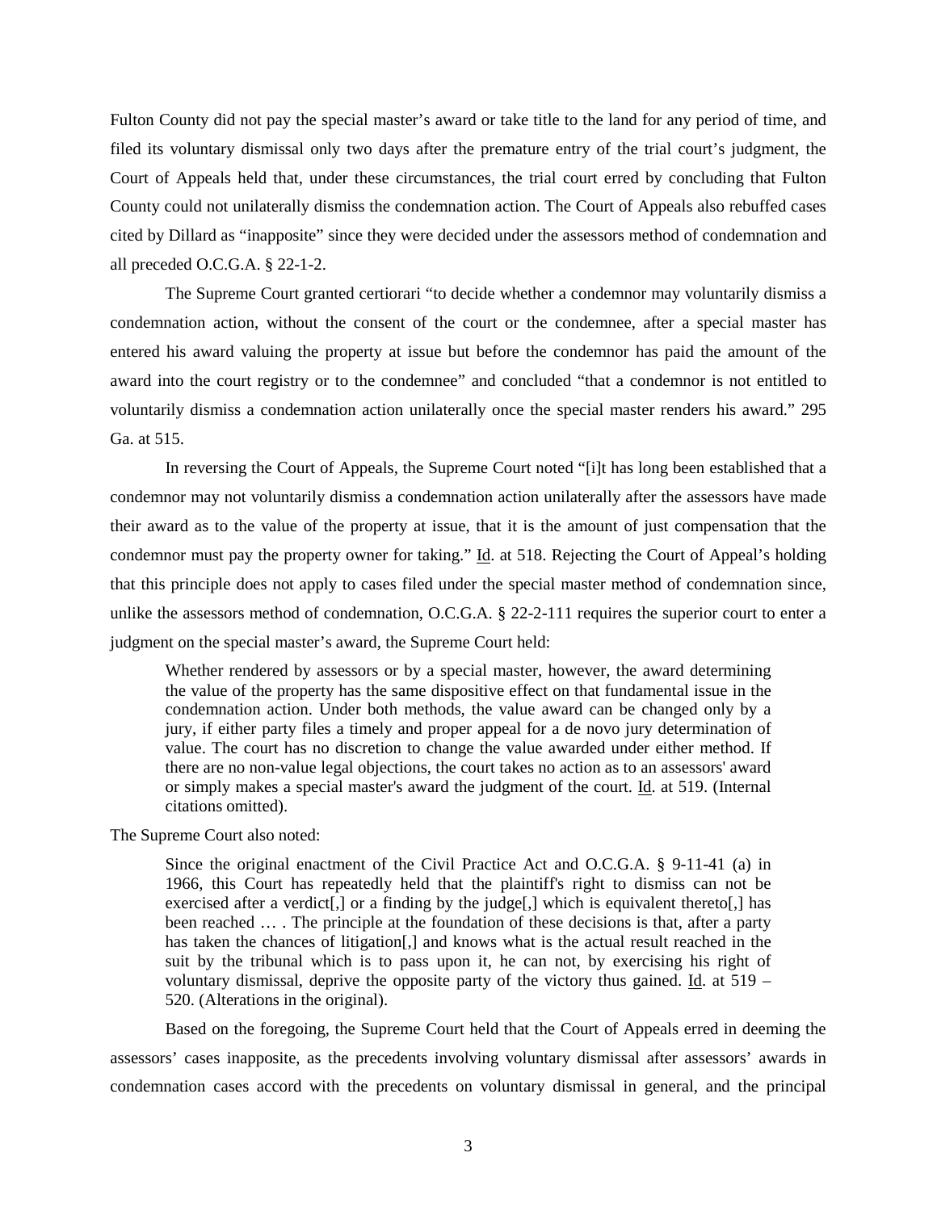Fulton County did not pay the special master's award or take title to the land for any period of time, and filed its voluntary dismissal only two days after the premature entry of the trial court's judgment, the Court of Appeals held that, under these circumstances, the trial court erred by concluding that Fulton County could not unilaterally dismiss the condemnation action. The Court of Appeals also rebuffed cases cited by Dillard as "inapposite" since they were decided under the assessors method of condemnation and all preceded O.C.G.A. § 22-1-2.

The Supreme Court granted certiorari "to decide whether a condemnor may voluntarily dismiss a condemnation action, without the consent of the court or the condemnee, after a special master has entered his award valuing the property at issue but before the condemnor has paid the amount of the award into the court registry or to the condemnee" and concluded "that a condemnor is not entitled to voluntarily dismiss a condemnation action unilaterally once the special master renders his award." 295 Ga. at 515.

In reversing the Court of Appeals, the Supreme Court noted "[i]t has long been established that a condemnor may not voluntarily dismiss a condemnation action unilaterally after the assessors have made their award as to the value of the property at issue, that it is the amount of just compensation that the condemnor must pay the property owner for taking." Id. at 518. Rejecting the Court of Appeal's holding that this principle does not apply to cases filed under the special master method of condemnation since, unlike the assessors method of condemnation, O.C.G.A. § 22-2-111 requires the superior court to enter a judgment on the special master's award, the Supreme Court held:

> Whether rendered by assessors or by a special master, however, the award determining the value of the property has the same dispositive effect on that fundamental issue in the condemnation action. Under both methods, the value award can be changed only by a jury, if either party files a timely and proper appeal for a de novo jury determination of value. The court has no discretion to change the value awarded under either method. If there are no non-value legal objections, the court takes no action as to an assessors' award or simply makes a special master's award the judgment of the court. Id. at 519. (Internal citations omitted).

The Supreme Court also noted:

> Since the original enactment of the Civil Practice Act and O.C.G.A. § 9-11-41 (a) in 1966, this Court has repeatedly held that the plaintiff's right to dismiss can not be exercised after a verdict[,] or a finding by the judge[,] which is equivalent thereto[,] has been reached … . The principle at the foundation of these decisions is that, after a party has taken the chances of litigation[,] and knows what is the actual result reached in the suit by the tribunal which is to pass upon it, he can not, by exercising his right of voluntary dismissal, deprive the opposite party of the victory thus gained. Id. at 519 – 520. (Alterations in the original).

Based on the foregoing, the Supreme Court held that the Court of Appeals erred in deeming the assessors' cases inapposite, as the precedents involving voluntary dismissal after assessors' awards in condemnation cases accord with the precedents on voluntary dismissal in general, and the principal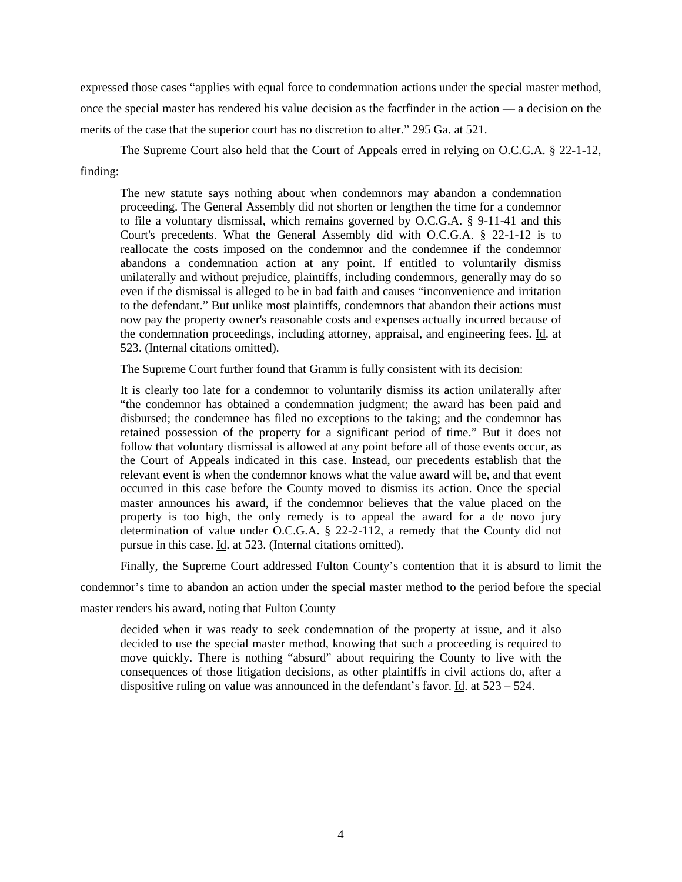expressed those cases "applies with equal force to condemnation actions under the special master method, once the special master has rendered his value decision as the factfinder in the action — a decision on the merits of the case that the superior court has no discretion to alter." 295 Ga. at 521.

The Supreme Court also held that the Court of Appeals erred in relying on O.C.G.A. § 22-1-12, finding:

> The new statute says nothing about when condemnors may abandon a condemnation proceeding. The General Assembly did not shorten or lengthen the time for a condemnor to file a voluntary dismissal, which remains governed by O.C.G.A. § 9-11-41 and this Court's precedents. What the General Assembly did with O.C.G.A. § 22-1-12 is to reallocate the costs imposed on the condemnor and the condemnee if the condemnor abandons a condemnation action at any point. If entitled to voluntarily dismiss unilaterally and without prejudice, plaintiffs, including condemnors, generally may do so even if the dismissal is alleged to be in bad faith and causes "inconvenience and irritation to the defendant." But unlike most plaintiffs, condemnors that abandon their actions must now pay the property owner's reasonable costs and expenses actually incurred because of the condemnation proceedings, including attorney, appraisal, and engineering fees. Id. at 523. (Internal citations omitted).

The Supreme Court further found that Gramm is fully consistent with its decision:

> It is clearly too late for a condemnor to voluntarily dismiss its action unilaterally after "the condemnor has obtained a condemnation judgment; the award has been paid and disbursed; the condemnee has filed no exceptions to the taking; and the condemnor has retained possession of the property for a significant period of time." But it does not follow that voluntary dismissal is allowed at any point before all of those events occur, as the Court of Appeals indicated in this case. Instead, our precedents establish that the relevant event is when the condemnor knows what the value award will be, and that event occurred in this case before the County moved to dismiss its action. Once the special master announces his award, if the condemnor believes that the value placed on the property is too high, the only remedy is to appeal the award for a de novo jury determination of value under O.C.G.A. § 22-2-112, a remedy that the County did not pursue in this case. Id. at 523. (Internal citations omitted).

Finally, the Supreme Court addressed Fulton County's contention that it is absurd to limit the condemnor's time to abandon an action under the special master method to the period before the special master renders his award, noting that Fulton County

> decided when it was ready to seek condemnation of the property at issue, and it also decided to use the special master method, knowing that such a proceeding is required to move quickly. There is nothing "absurd" about requiring the County to live with the consequences of those litigation decisions, as other plaintiffs in civil actions do, after a dispositive ruling on value was announced in the defendant's favor. Id. at 523 – 524.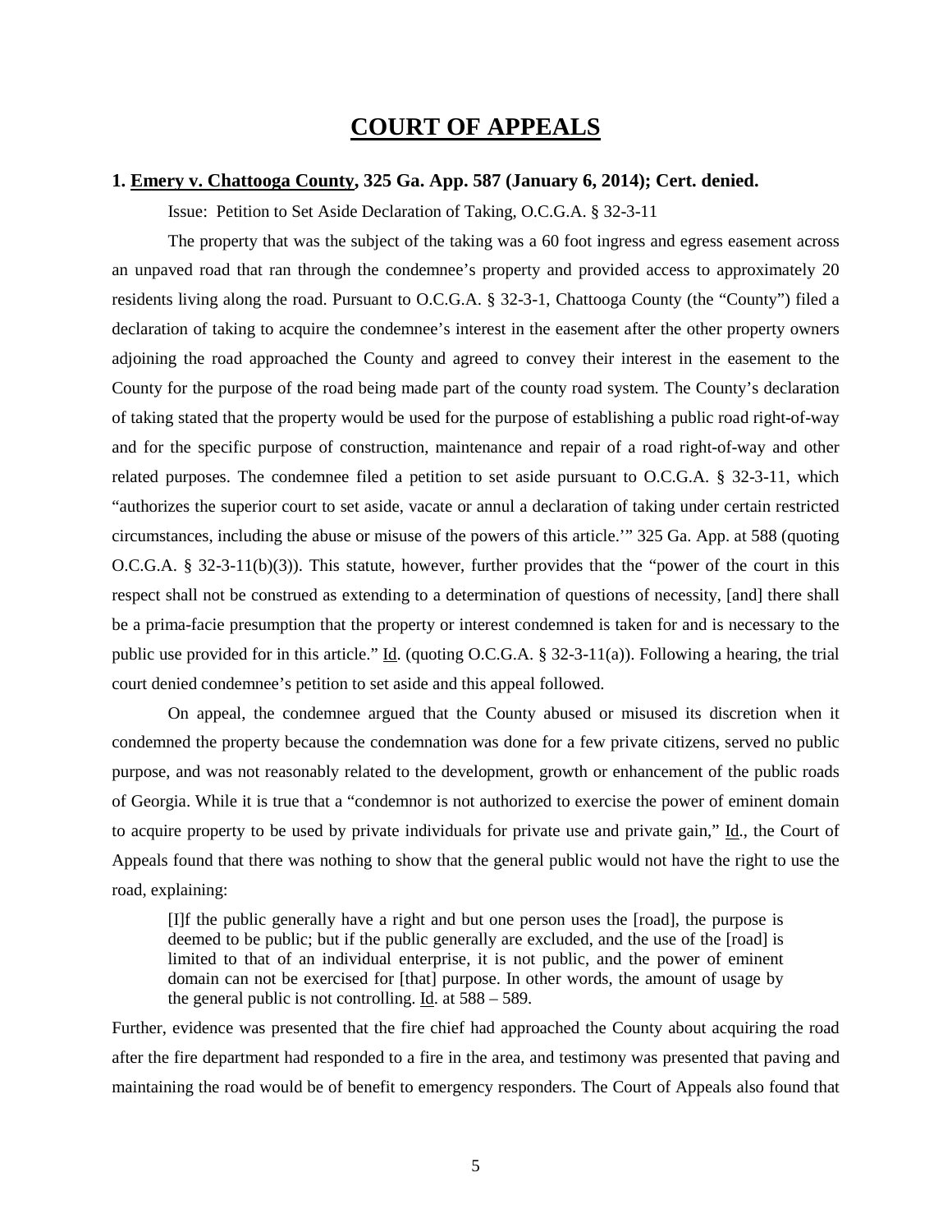# COURT OF APPEALS

### 1. Emery v. Chattooga County, 325 Ga. App. 587 (January 6, 2014); Cert. denied.

Issue: Petition to Set Aside Declaration of Taking, O.C.G.A. § 32-3-11

The property that was the subject of the taking was a 60 foot ingress and egress easement across an unpaved road that ran through the condemnee's property and provided access to approximately 20 residents living along the road. Pursuant to O.C.G.A. § 32-3-1, Chattooga County (the "County") filed a declaration of taking to acquire the condemnee's interest in the easement after the other property owners adjoining the road approached the County and agreed to convey their interest in the easement to the County for the purpose of the road being made part of the county road system. The County's declaration of taking stated that the property would be used for the purpose of establishing a public road right-of-way and for the specific purpose of construction, maintenance and repair of a road right-of-way and other related purposes. The condemnee filed a petition to set aside pursuant to O.C.G.A. § 32-3-11, which "authorizes the superior court to set aside, vacate or annul a declaration of taking under certain restricted circumstances, including the abuse or misuse of the powers of this article.'" 325 Ga. App. at 588 (quoting O.C.G.A. § 32-3-11(b)(3)). This statute, however, further provides that the "power of the court in this respect shall not be construed as extending to a determination of questions of necessity, [and] there shall be a prima-facie presumption that the property or interest condemned is taken for and is necessary to the public use provided for in this article." Id. (quoting O.C.G.A. § 32-3-11(a)). Following a hearing, the trial court denied condemnee's petition to set aside and this appeal followed.

On appeal, the condemnee argued that the County abused or misused its discretion when it condemned the property because the condemnation was done for a few private citizens, served no public purpose, and was not reasonably related to the development, growth or enhancement of the public roads of Georgia. While it is true that a "condemnor is not authorized to exercise the power of eminent domain to acquire property to be used by private individuals for private use and private gain," Id., the Court of Appeals found that there was nothing to show that the general public would not have the right to use the road, explaining:

> [I]f the public generally have a right and but one person uses the [road], the purpose is deemed to be public; but if the public generally are excluded, and the use of the [road] is limited to that of an individual enterprise, it is not public, and the power of eminent domain can not be exercised for [that] purpose. In other words, the amount of usage by the general public is not controlling. Id. at 588 – 589.

Further, evidence was presented that the fire chief had approached the County about acquiring the road after the fire department had responded to a fire in the area, and testimony was presented that paving and maintaining the road would be of benefit to emergency responders. The Court of Appeals also found that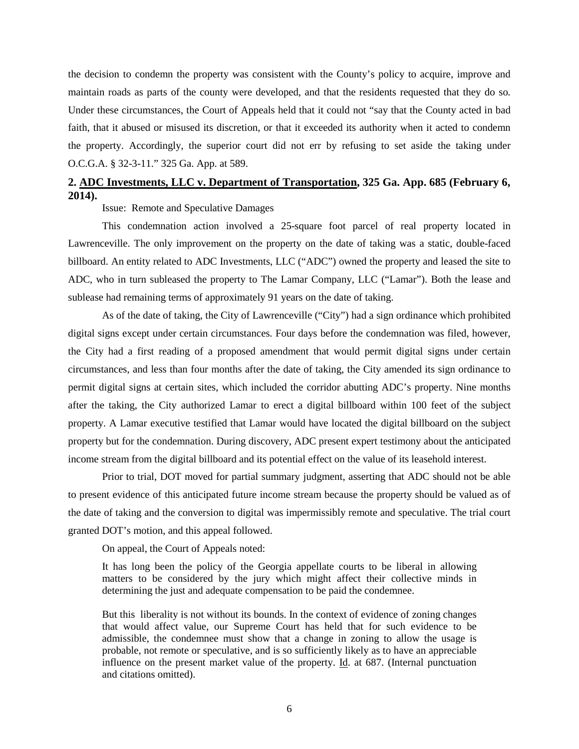the decision to condemn the property was consistent with the County's policy to acquire, improve and maintain roads as parts of the county were developed, and that the residents requested that they do so. Under these circumstances, the Court of Appeals held that it could not "say that the County acted in bad faith, that it abused or misused its discretion, or that it exceeded its authority when it acted to condemn the property. Accordingly, the superior court did not err by refusing to set aside the taking under O.C.G.A. § 32-3-11." 325 Ga. App. at 589.

### 2. <u>ADC Investments, LLC v. Department of Transportation</u>, 325 Ga. App. 685 (February 6, 2014).

Issue: Remote and Speculative Damages

This condemnation action involved a 25-square foot parcel of real property located in Lawrenceville. The only improvement on the property on the date of taking was a static, double-faced billboard. An entity related to ADC Investments, LLC ("ADC") owned the property and leased the site to ADC, who in turn subleased the property to The Lamar Company, LLC ("Lamar"). Both the lease and sublease had remaining terms of approximately 91 years on the date of taking.

As of the date of taking, the City of Lawrenceville ("City") had a sign ordinance which prohibited digital signs except under certain circumstances. Four days before the condemnation was filed, however, the City had a first reading of a proposed amendment that would permit digital signs under certain circumstances, and less than four months after the date of taking, the City amended its sign ordinance to permit digital signs at certain sites, which included the corridor abutting ADC's property. Nine months after the taking, the City authorized Lamar to erect a digital billboard within 100 feet of the subject property. A Lamar executive testified that Lamar would have located the digital billboard on the subject property but for the condemnation. During discovery, ADC present expert testimony about the anticipated income stream from the digital billboard and its potential effect on the value of its leasehold interest.

Prior to trial, DOT moved for partial summary judgment, asserting that ADC should not be able to present evidence of this anticipated future income stream because the property should be valued as of the date of taking and the conversion to digital was impermissibly remote and speculative. The trial court granted DOT's motion, and this appeal followed.

On appeal, the Court of Appeals noted:

> It has long been the policy of the Georgia appellate courts to be liberal in allowing matters to be considered by the jury which might affect their collective minds in determining the just and adequate compensation to be paid the condemnee.
>
> But this liberality is not without its bounds. In the context of evidence of zoning changes that would affect value, our Supreme Court has held that for such evidence to be admissible, the condemnee must show that a change in zoning to allow the usage is probable, not remote or speculative, and is so sufficiently likely as to have an appreciable influence on the present market value of the property. <u>Id</u>. at 687. (Internal punctuation and citations omitted).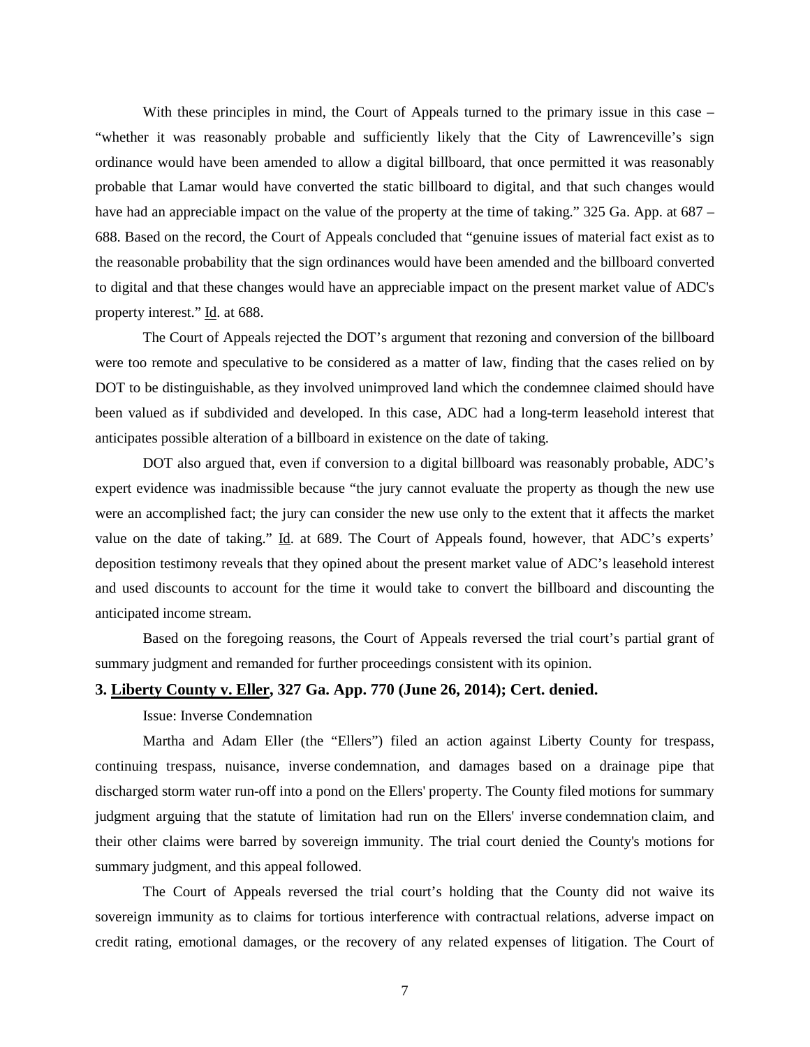With these principles in mind, the Court of Appeals turned to the primary issue in this case – "whether it was reasonably probable and sufficiently likely that the City of Lawrenceville's sign ordinance would have been amended to allow a digital billboard, that once permitted it was reasonably probable that Lamar would have converted the static billboard to digital, and that such changes would have had an appreciable impact on the value of the property at the time of taking." 325 Ga. App. at 687 – 688. Based on the record, the Court of Appeals concluded that "genuine issues of material fact exist as to the reasonable probability that the sign ordinances would have been amended and the billboard converted to digital and that these changes would have an appreciable impact on the present market value of ADC's property interest." Id. at 688.

The Court of Appeals rejected the DOT's argument that rezoning and conversion of the billboard were too remote and speculative to be considered as a matter of law, finding that the cases relied on by DOT to be distinguishable, as they involved unimproved land which the condemnee claimed should have been valued as if subdivided and developed. In this case, ADC had a long-term leasehold interest that anticipates possible alteration of a billboard in existence on the date of taking.

DOT also argued that, even if conversion to a digital billboard was reasonably probable, ADC's expert evidence was inadmissible because "the jury cannot evaluate the property as though the new use were an accomplished fact; the jury can consider the new use only to the extent that it affects the market value on the date of taking." Id. at 689. The Court of Appeals found, however, that ADC's experts' deposition testimony reveals that they opined about the present market value of ADC's leasehold interest and used discounts to account for the time it would take to convert the billboard and discounting the anticipated income stream.

Based on the foregoing reasons, the Court of Appeals reversed the trial court's partial grant of summary judgment and remanded for further proceedings consistent with its opinion.

### 3. Liberty County v. Eller, 327 Ga. App. 770 (June 26, 2014); Cert. denied.

Issue: Inverse Condemnation

Martha and Adam Eller (the "Ellers") filed an action against Liberty County for trespass, continuing trespass, nuisance, inverse condemnation, and damages based on a drainage pipe that discharged storm water run-off into a pond on the Ellers' property. The County filed motions for summary judgment arguing that the statute of limitation had run on the Ellers' inverse condemnation claim, and their other claims were barred by sovereign immunity. The trial court denied the County's motions for summary judgment, and this appeal followed.

The Court of Appeals reversed the trial court's holding that the County did not waive its sovereign immunity as to claims for tortious interference with contractual relations, adverse impact on credit rating, emotional damages, or the recovery of any related expenses of litigation. The Court of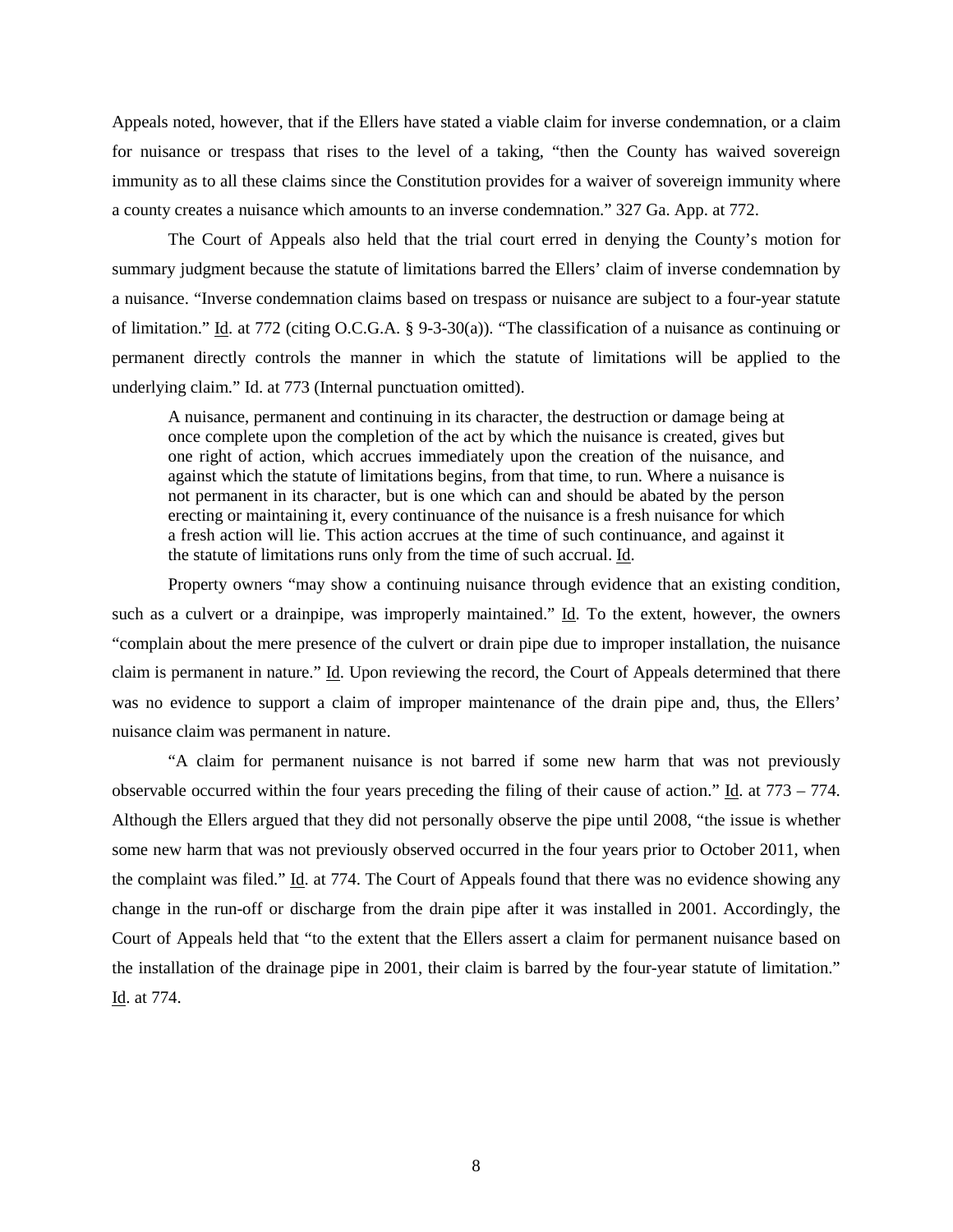Appeals noted, however, that if the Ellers have stated a viable claim for inverse condemnation, or a claim for nuisance or trespass that rises to the level of a taking, "then the County has waived sovereign immunity as to all these claims since the Constitution provides for a waiver of sovereign immunity where a county creates a nuisance which amounts to an inverse condemnation." 327 Ga. App. at 772.

The Court of Appeals also held that the trial court erred in denying the County's motion for summary judgment because the statute of limitations barred the Ellers' claim of inverse condemnation by a nuisance. "Inverse condemnation claims based on trespass or nuisance are subject to a four-year statute of limitation." Id. at 772 (citing O.C.G.A. § 9-3-30(a)). "The classification of a nuisance as continuing or permanent directly controls the manner in which the statute of limitations will be applied to the underlying claim." Id. at 773 (Internal punctuation omitted).

> A nuisance, permanent and continuing in its character, the destruction or damage being at once complete upon the completion of the act by which the nuisance is created, gives but one right of action, which accrues immediately upon the creation of the nuisance, and against which the statute of limitations begins, from that time, to run. Where a nuisance is not permanent in its character, but is one which can and should be abated by the person erecting or maintaining it, every continuance of the nuisance is a fresh nuisance for which a fresh action will lie. This action accrues at the time of such continuance, and against it the statute of limitations runs only from the time of such accrual. Id.

Property owners "may show a continuing nuisance through evidence that an existing condition, such as a culvert or a drainpipe, was improperly maintained." Id. To the extent, however, the owners "complain about the mere presence of the culvert or drain pipe due to improper installation, the nuisance claim is permanent in nature." Id. Upon reviewing the record, the Court of Appeals determined that there was no evidence to support a claim of improper maintenance of the drain pipe and, thus, the Ellers' nuisance claim was permanent in nature.

"A claim for permanent nuisance is not barred if some new harm that was not previously observable occurred within the four years preceding the filing of their cause of action." Id. at 773 – 774. Although the Ellers argued that they did not personally observe the pipe until 2008, "the issue is whether some new harm that was not previously observed occurred in the four years prior to October 2011, when the complaint was filed." Id. at 774. The Court of Appeals found that there was no evidence showing any change in the run-off or discharge from the drain pipe after it was installed in 2001. Accordingly, the Court of Appeals held that "to the extent that the Ellers assert a claim for permanent nuisance based on the installation of the drainage pipe in 2001, their claim is barred by the four-year statute of limitation." Id. at 774.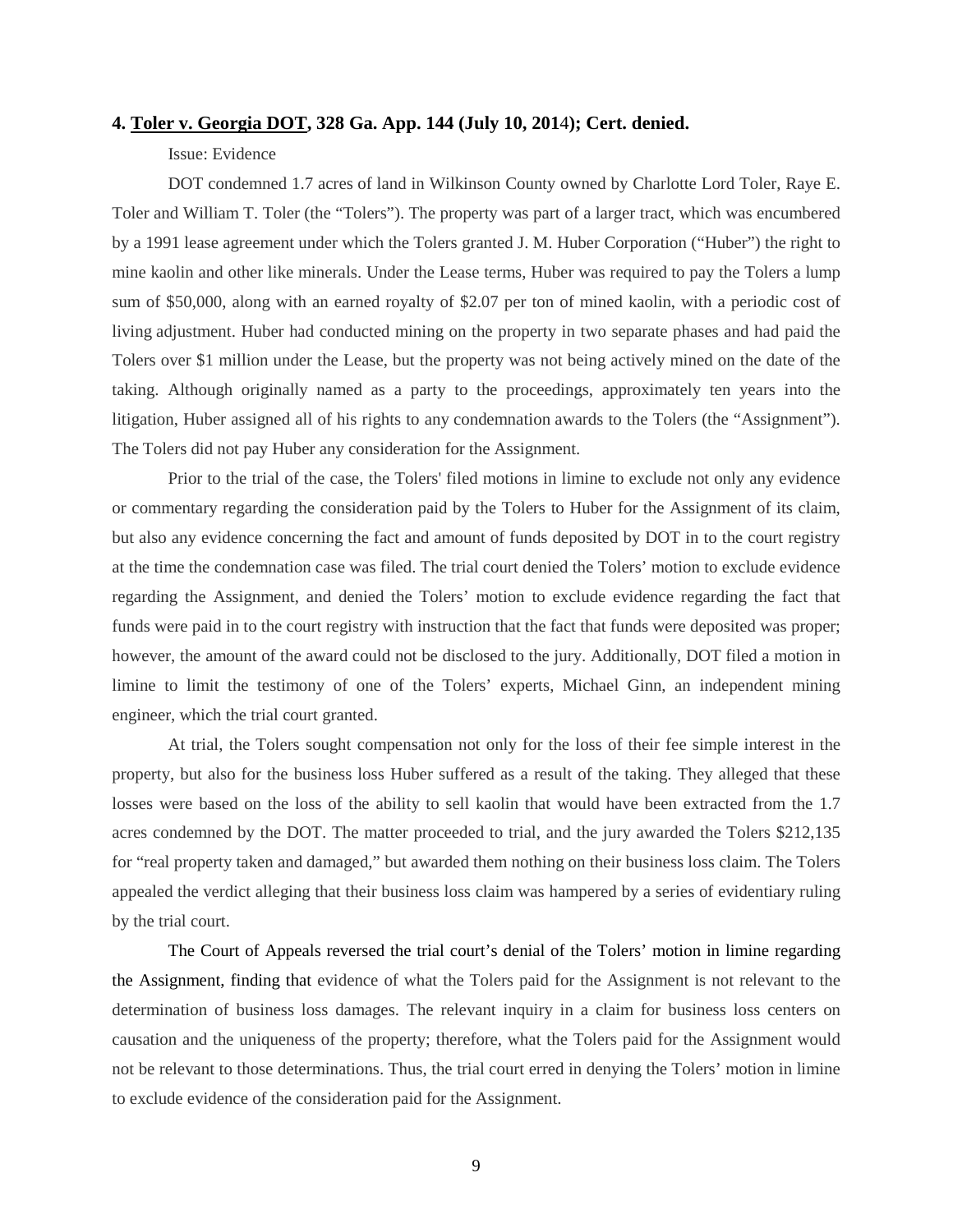**4. <u>Toler v. Georgia DOT</u>, 328 Ga. App. 144 (July 10, 2014); Cert. denied.**

Issue: Evidence

DOT condemned 1.7 acres of land in Wilkinson County owned by Charlotte Lord Toler, Raye E. Toler and William T. Toler (the "Tolers"). The property was part of a larger tract, which was encumbered by a 1991 lease agreement under which the Tolers granted J. M. Huber Corporation ("Huber") the right to mine kaolin and other like minerals. Under the Lease terms, Huber was required to pay the Tolers a lump sum of $50,000, along with an earned royalty of $2.07 per ton of mined kaolin, with a periodic cost of living adjustment. Huber had conducted mining on the property in two separate phases and had paid the Tolers over $1 million under the Lease, but the property was not being actively mined on the date of the taking. Although originally named as a party to the proceedings, approximately ten years into the litigation, Huber assigned all of his rights to any condemnation awards to the Tolers (the "Assignment"). The Tolers did not pay Huber any consideration for the Assignment.

Prior to the trial of the case, the Tolers' filed motions in limine to exclude not only any evidence or commentary regarding the consideration paid by the Tolers to Huber for the Assignment of its claim, but also any evidence concerning the fact and amount of funds deposited by DOT in to the court registry at the time the condemnation case was filed. The trial court denied the Tolers' motion to exclude evidence regarding the Assignment, and denied the Tolers' motion to exclude evidence regarding the fact that funds were paid in to the court registry with instruction that the fact that funds were deposited was proper; however, the amount of the award could not be disclosed to the jury. Additionally, DOT filed a motion in limine to limit the testimony of one of the Tolers' experts, Michael Ginn, an independent mining engineer, which the trial court granted.

At trial, the Tolers sought compensation not only for the loss of their fee simple interest in the property, but also for the business loss Huber suffered as a result of the taking. They alleged that these losses were based on the loss of the ability to sell kaolin that would have been extracted from the 1.7 acres condemned by the DOT. The matter proceeded to trial, and the jury awarded the Tolers $212,135 for "real property taken and damaged," but awarded them nothing on their business loss claim. The Tolers appealed the verdict alleging that their business loss claim was hampered by a series of evidentiary ruling by the trial court.

The Court of Appeals reversed the trial court's denial of the Tolers' motion in limine regarding the Assignment, finding that evidence of what the Tolers paid for the Assignment is not relevant to the determination of business loss damages. The relevant inquiry in a claim for business loss centers on causation and the uniqueness of the property; therefore, what the Tolers paid for the Assignment would not be relevant to those determinations. Thus, the trial court erred in denying the Tolers' motion in limine to exclude evidence of the consideration paid for the Assignment.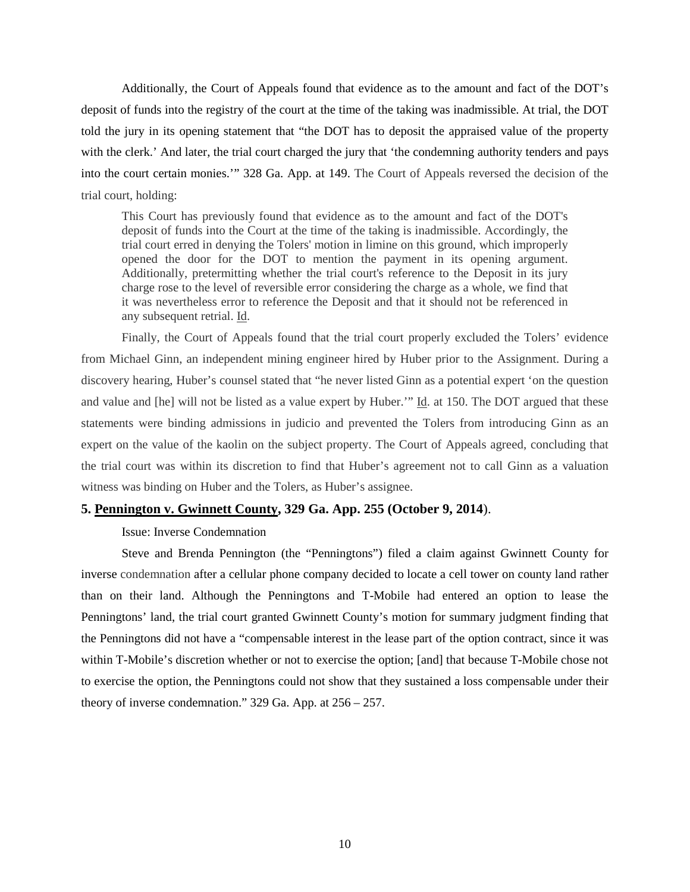Additionally, the Court of Appeals found that evidence as to the amount and fact of the DOT's deposit of funds into the registry of the court at the time of the taking was inadmissible. At trial, the DOT told the jury in its opening statement that "the DOT has to deposit the appraised value of the property with the clerk.' And later, the trial court charged the jury that 'the condemning authority tenders and pays into the court certain monies.'" 328 Ga. App. at 149. The Court of Appeals reversed the decision of the trial court, holding:

> This Court has previously found that evidence as to the amount and fact of the DOT's deposit of funds into the Court at the time of the taking is inadmissible. Accordingly, the trial court erred in denying the Tolers' motion in limine on this ground, which improperly opened the door for the DOT to mention the payment in its opening argument. Additionally, pretermitting whether the trial court's reference to the Deposit in its jury charge rose to the level of reversible error considering the charge as a whole, we find that it was nevertheless error to reference the Deposit and that it should not be referenced in any subsequent retrial. Id.

Finally, the Court of Appeals found that the trial court properly excluded the Tolers' evidence from Michael Ginn, an independent mining engineer hired by Huber prior to the Assignment. During a discovery hearing, Huber's counsel stated that "he never listed Ginn as a potential expert 'on the question and value and [he] will not be listed as a value expert by Huber.'" Id. at 150. The DOT argued that these statements were binding admissions in judicio and prevented the Tolers from introducing Ginn as an expert on the value of the kaolin on the subject property. The Court of Appeals agreed, concluding that the trial court was within its discretion to find that Huber's agreement not to call Ginn as a valuation witness was binding on Huber and the Tolers, as Huber's assignee.

### 5. Pennington v. Gwinnett County, 329 Ga. App. 255 (October 9, 2014).

Issue: Inverse Condemnation

Steve and Brenda Pennington (the "Penningtons") filed a claim against Gwinnett County for inverse condemnation after a cellular phone company decided to locate a cell tower on county land rather than on their land. Although the Penningtons and T-Mobile had entered an option to lease the Penningtons' land, the trial court granted Gwinnett County's motion for summary judgment finding that the Penningtons did not have a "compensable interest in the lease part of the option contract, since it was within T-Mobile's discretion whether or not to exercise the option; [and] that because T-Mobile chose not to exercise the option, the Penningtons could not show that they sustained a loss compensable under their theory of inverse condemnation." 329 Ga. App. at 256 – 257.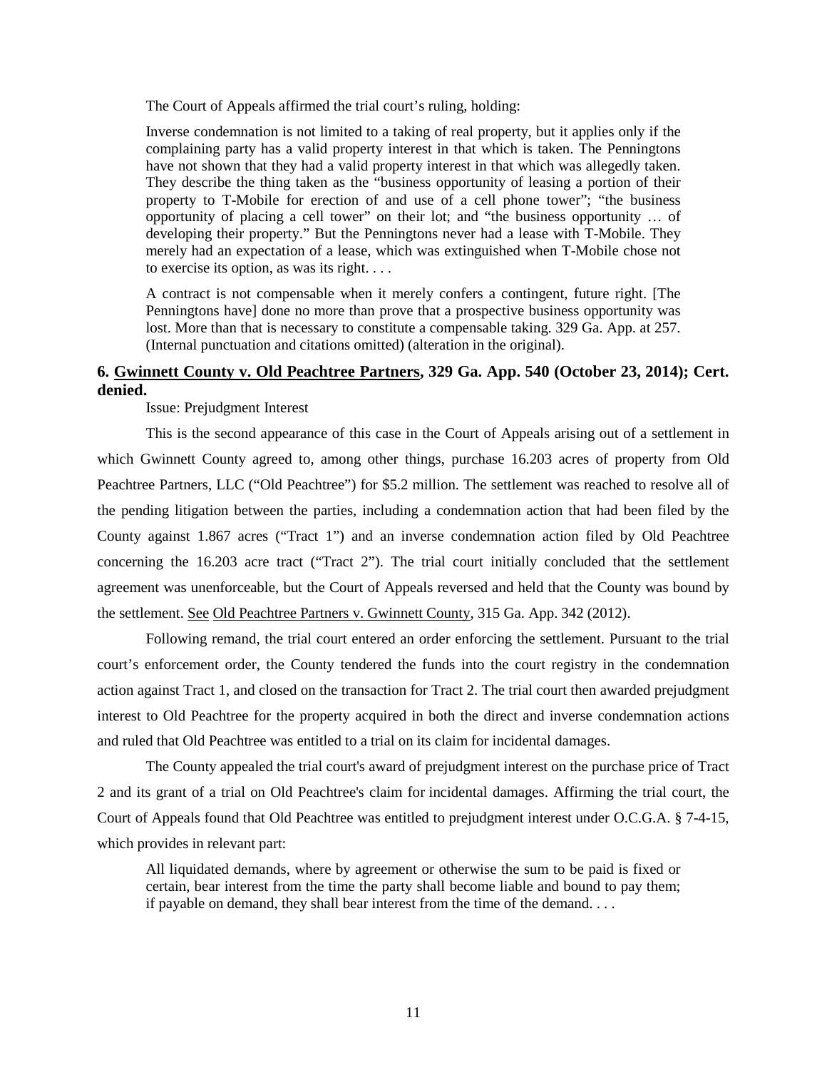The Court of Appeals affirmed the trial court's ruling, holding:

> Inverse condemnation is not limited to a taking of real property, but it applies only if the complaining party has a valid property interest in that which is taken. The Penningtons have not shown that they had a valid property interest in that which was allegedly taken. They describe the thing taken as the "business opportunity of leasing a portion of their property to T-Mobile for erection of and use of a cell phone tower"; "the business opportunity of placing a cell tower" on their lot; and "the business opportunity … of developing their property." But the Penningtons never had a lease with T-Mobile. They merely had an expectation of a lease, which was extinguished when T-Mobile chose not to exercise its option, as was its right. . . .
>
> A contract is not compensable when it merely confers a contingent, future right. [The Penningtons have] done no more than prove that a prospective business opportunity was lost. More than that is necessary to constitute a compensable taking. 329 Ga. App. at 257. (Internal punctuation and citations omitted) (alteration in the original).

### 6. Gwinnett County v. Old Peachtree Partners, 329 Ga. App. 540 (October 23, 2014); Cert. denied.

Issue: Prejudgment Interest

This is the second appearance of this case in the Court of Appeals arising out of a settlement in which Gwinnett County agreed to, among other things, purchase 16.203 acres of property from Old Peachtree Partners, LLC ("Old Peachtree") for $5.2 million. The settlement was reached to resolve all of the pending litigation between the parties, including a condemnation action that had been filed by the County against 1.867 acres ("Tract 1") and an inverse condemnation action filed by Old Peachtree concerning the 16.203 acre tract ("Tract 2"). The trial court initially concluded that the settlement agreement was unenforceable, but the Court of Appeals reversed and held that the County was bound by the settlement. See Old Peachtree Partners v. Gwinnett County, 315 Ga. App. 342 (2012).

Following remand, the trial court entered an order enforcing the settlement. Pursuant to the trial court's enforcement order, the County tendered the funds into the court registry in the condemnation action against Tract 1, and closed on the transaction for Tract 2. The trial court then awarded prejudgment interest to Old Peachtree for the property acquired in both the direct and inverse condemnation actions and ruled that Old Peachtree was entitled to a trial on its claim for incidental damages.

The County appealed the trial court's award of prejudgment interest on the purchase price of Tract 2 and its grant of a trial on Old Peachtree's claim for incidental damages. Affirming the trial court, the Court of Appeals found that Old Peachtree was entitled to prejudgment interest under O.C.G.A. § 7-4-15, which provides in relevant part:

> All liquidated demands, where by agreement or otherwise the sum to be paid is fixed or certain, bear interest from the time the party shall become liable and bound to pay them; if payable on demand, they shall bear interest from the time of the demand. . . .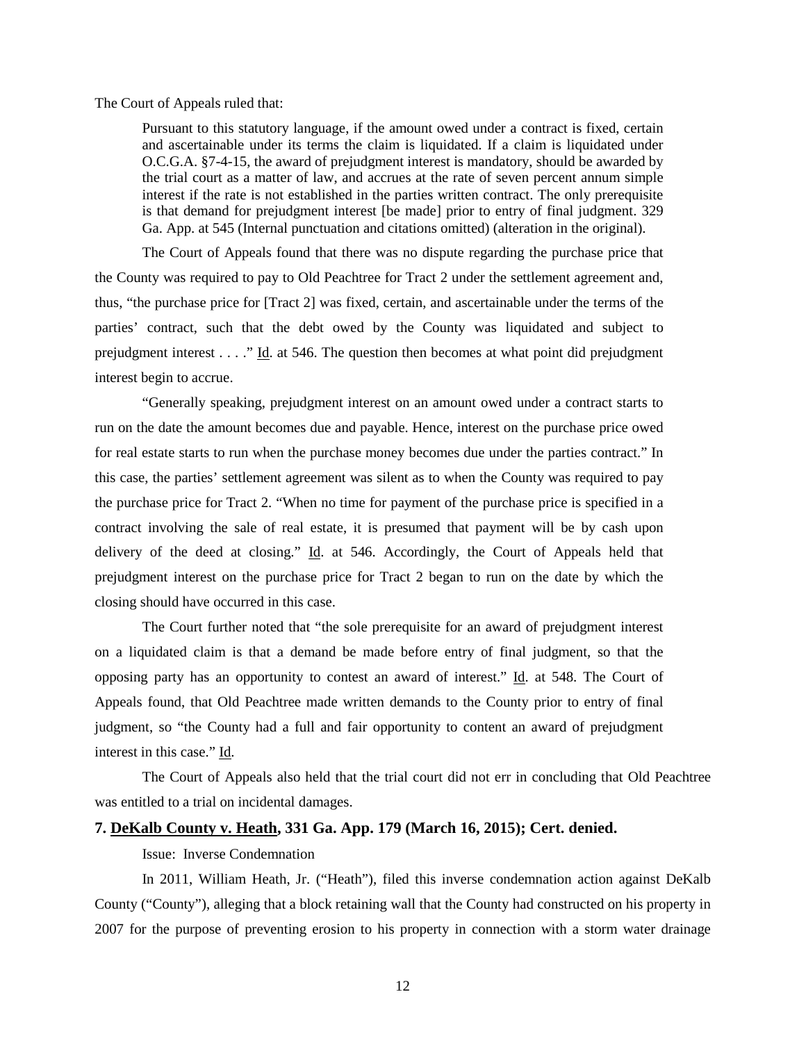The Court of Appeals ruled that:

> Pursuant to this statutory language, if the amount owed under a contract is fixed, certain and ascertainable under its terms the claim is liquidated. If a claim is liquidated under O.C.G.A. §7-4-15, the award of prejudgment interest is mandatory, should be awarded by the trial court as a matter of law, and accrues at the rate of seven percent annum simple interest if the rate is not established in the parties written contract. The only prerequisite is that demand for prejudgment interest [be made] prior to entry of final judgment. 329 Ga. App. at 545 (Internal punctuation and citations omitted) (alteration in the original).

The Court of Appeals found that there was no dispute regarding the purchase price that the County was required to pay to Old Peachtree for Tract 2 under the settlement agreement and, thus, "the purchase price for [Tract 2] was fixed, certain, and ascertainable under the terms of the parties' contract, such that the debt owed by the County was liquidated and subject to prejudgment interest . . . ." Id. at 546. The question then becomes at what point did prejudgment interest begin to accrue.

"Generally speaking, prejudgment interest on an amount owed under a contract starts to run on the date the amount becomes due and payable. Hence, interest on the purchase price owed for real estate starts to run when the purchase money becomes due under the parties contract." In this case, the parties' settlement agreement was silent as to when the County was required to pay the purchase price for Tract 2. "When no time for payment of the purchase price is specified in a contract involving the sale of real estate, it is presumed that payment will be by cash upon delivery of the deed at closing." Id. at 546. Accordingly, the Court of Appeals held that prejudgment interest on the purchase price for Tract 2 began to run on the date by which the closing should have occurred in this case.

The Court further noted that "the sole prerequisite for an award of prejudgment interest on a liquidated claim is that a demand be made before entry of final judgment, so that the opposing party has an opportunity to contest an award of interest." Id. at 548. The Court of Appeals found, that Old Peachtree made written demands to the County prior to entry of final judgment, so "the County had a full and fair opportunity to content an award of prejudgment interest in this case." Id.

The Court of Appeals also held that the trial court did not err in concluding that Old Peachtree was entitled to a trial on incidental damages.

### 7. DeKalb County v. Heath, 331 Ga. App. 179 (March 16, 2015); Cert. denied.

Issue: Inverse Condemnation

In 2011, William Heath, Jr. ("Heath"), filed this inverse condemnation action against DeKalb County ("County"), alleging that a block retaining wall that the County had constructed on his property in 2007 for the purpose of preventing erosion to his property in connection with a storm water drainage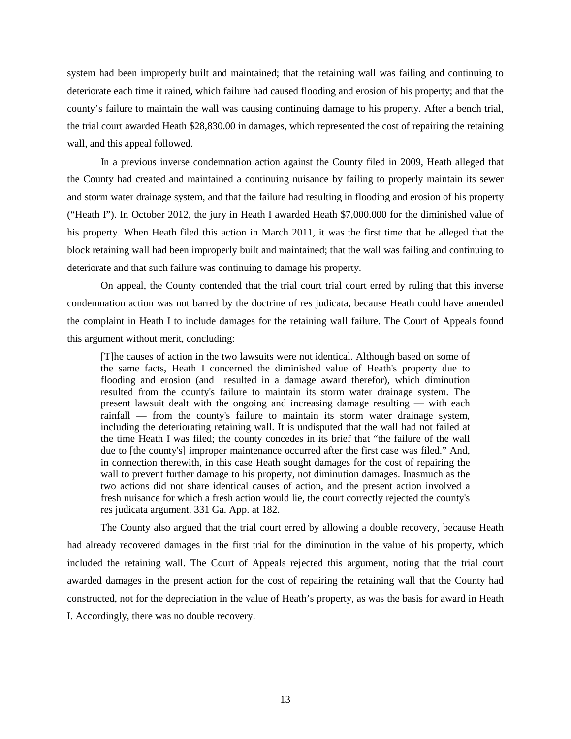system had been improperly built and maintained; that the retaining wall was failing and continuing to deteriorate each time it rained, which failure had caused flooding and erosion of his property; and that the county's failure to maintain the wall was causing continuing damage to his property. After a bench trial, the trial court awarded Heath $28,830.00 in damages, which represented the cost of repairing the retaining wall, and this appeal followed.

In a previous inverse condemnation action against the County filed in 2009, Heath alleged that the County had created and maintained a continuing nuisance by failing to properly maintain its sewer and storm water drainage system, and that the failure had resulting in flooding and erosion of his property ("Heath I"). In October 2012, the jury in Heath I awarded Heath $7,000.000 for the diminished value of his property. When Heath filed this action in March 2011, it was the first time that he alleged that the block retaining wall had been improperly built and maintained; that the wall was failing and continuing to deteriorate and that such failure was continuing to damage his property.

On appeal, the County contended that the trial court trial court erred by ruling that this inverse condemnation action was not barred by the doctrine of res judicata, because Heath could have amended the complaint in Heath I to include damages for the retaining wall failure. The Court of Appeals found this argument without merit, concluding:

> [T]he causes of action in the two lawsuits were not identical. Although based on some of the same facts, Heath I concerned the diminished value of Heath's property due to flooding and erosion (and resulted in a damage award therefor), which diminution resulted from the county's failure to maintain its storm water drainage system. The present lawsuit dealt with the ongoing and increasing damage resulting — with each rainfall — from the county's failure to maintain its storm water drainage system, including the deteriorating retaining wall. It is undisputed that the wall had not failed at the time Heath I was filed; the county concedes in its brief that "the failure of the wall due to [the county's] improper maintenance occurred after the first case was filed." And, in connection therewith, in this case Heath sought damages for the cost of repairing the wall to prevent further damage to his property, not diminution damages. Inasmuch as the two actions did not share identical causes of action, and the present action involved a fresh nuisance for which a fresh action would lie, the court correctly rejected the county's res judicata argument. 331 Ga. App. at 182.

The County also argued that the trial court erred by allowing a double recovery, because Heath had already recovered damages in the first trial for the diminution in the value of his property, which included the retaining wall. The Court of Appeals rejected this argument, noting that the trial court awarded damages in the present action for the cost of repairing the retaining wall that the County had constructed, not for the depreciation in the value of Heath's property, as was the basis for award in Heath I. Accordingly, there was no double recovery.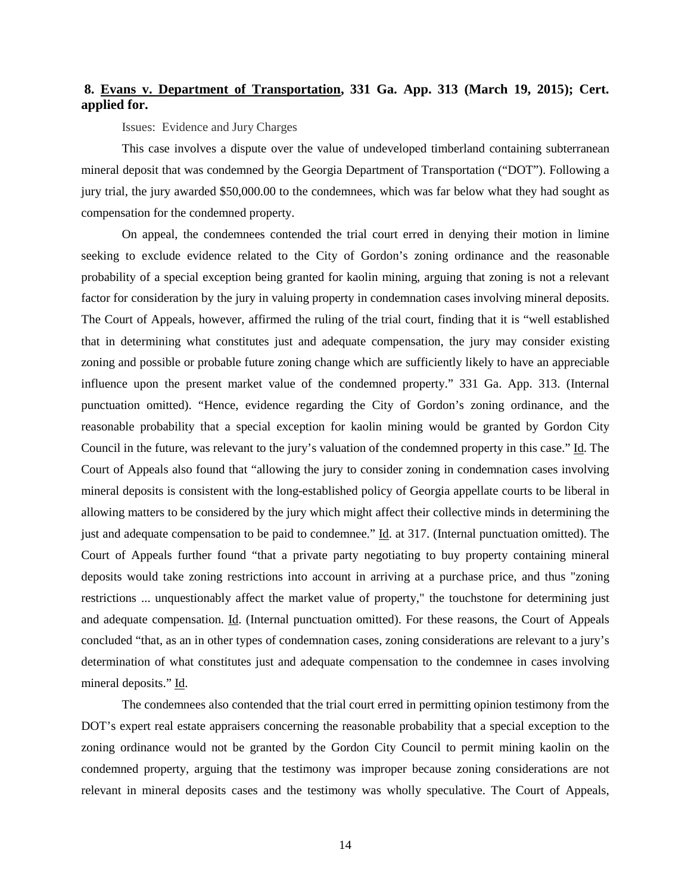**8. <u>Evans v. Department of Transportation</u>, 331 Ga. App. 313 (March 19, 2015); Cert. applied for.**

Issues: Evidence and Jury Charges

This case involves a dispute over the value of undeveloped timberland containing subterranean mineral deposit that was condemned by the Georgia Department of Transportation ("DOT"). Following a jury trial, the jury awarded $50,000.00 to the condemnees, which was far below what they had sought as compensation for the condemned property.

On appeal, the condemnees contended the trial court erred in denying their motion in limine seeking to exclude evidence related to the City of Gordon's zoning ordinance and the reasonable probability of a special exception being granted for kaolin mining, arguing that zoning is not a relevant factor for consideration by the jury in valuing property in condemnation cases involving mineral deposits. The Court of Appeals, however, affirmed the ruling of the trial court, finding that it is "well established that in determining what constitutes just and adequate compensation, the jury may consider existing zoning and possible or probable future zoning change which are sufficiently likely to have an appreciable influence upon the present market value of the condemned property." 331 Ga. App. 313. (Internal punctuation omitted). "Hence, evidence regarding the City of Gordon's zoning ordinance, and the reasonable probability that a special exception for kaolin mining would be granted by Gordon City Council in the future, was relevant to the jury's valuation of the condemned property in this case." <u>Id</u>. The Court of Appeals also found that "allowing the jury to consider zoning in condemnation cases involving mineral deposits is consistent with the long-established policy of Georgia appellate courts to be liberal in allowing matters to be considered by the jury which might affect their collective minds in determining the just and adequate compensation to be paid to condemnee." <u>Id</u>. at 317. (Internal punctuation omitted). The Court of Appeals further found "that a private party negotiating to buy property containing mineral deposits would take zoning restrictions into account in arriving at a purchase price, and thus "zoning restrictions ... unquestionably affect the market value of property," the touchstone for determining just and adequate compensation. <u>Id</u>. (Internal punctuation omitted). For these reasons, the Court of Appeals concluded "that, as an in other types of condemnation cases, zoning considerations are relevant to a jury's determination of what constitutes just and adequate compensation to the condemnee in cases involving mineral deposits." <u>Id</u>.

The condemnees also contended that the trial court erred in permitting opinion testimony from the DOT's expert real estate appraisers concerning the reasonable probability that a special exception to the zoning ordinance would not be granted by the Gordon City Council to permit mining kaolin on the condemned property, arguing that the testimony was improper because zoning considerations are not relevant in mineral deposits cases and the testimony was wholly speculative. The Court of Appeals,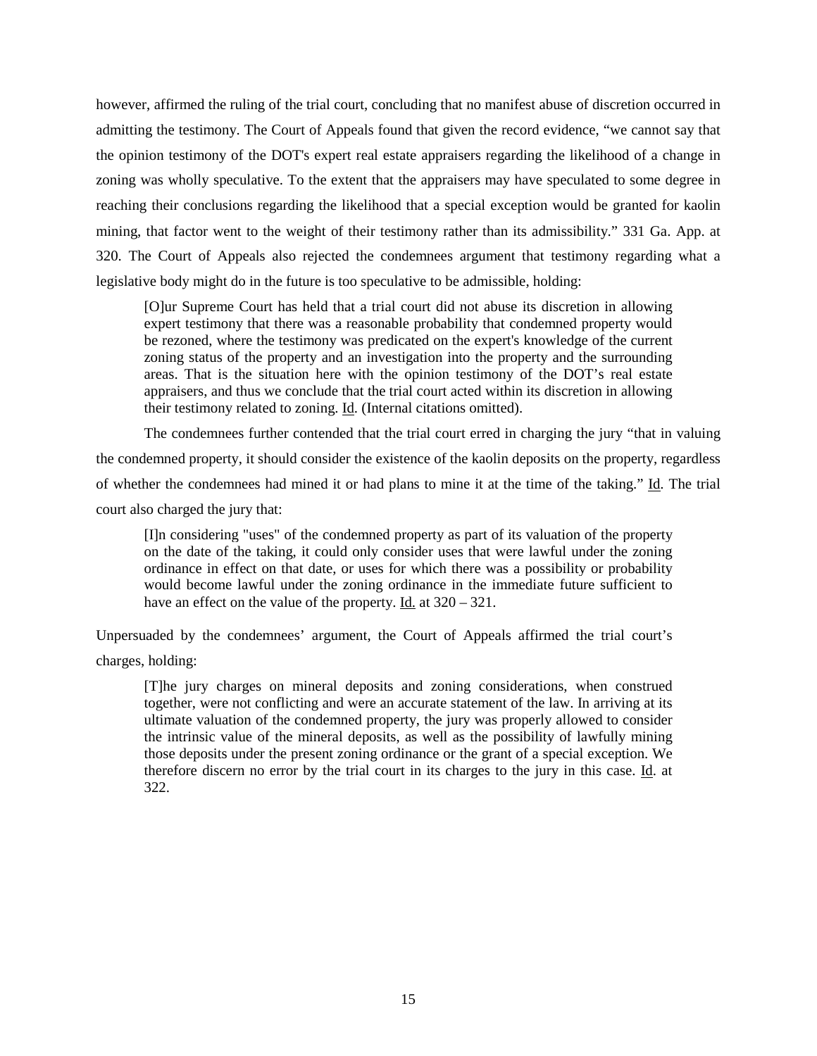however, affirmed the ruling of the trial court, concluding that no manifest abuse of discretion occurred in admitting the testimony. The Court of Appeals found that given the record evidence, "we cannot say that the opinion testimony of the DOT's expert real estate appraisers regarding the likelihood of a change in zoning was wholly speculative. To the extent that the appraisers may have speculated to some degree in reaching their conclusions regarding the likelihood that a special exception would be granted for kaolin mining, that factor went to the weight of their testimony rather than its admissibility." 331 Ga. App. at 320. The Court of Appeals also rejected the condemnees argument that testimony regarding what a legislative body might do in the future is too speculative to be admissible, holding:

> [O]ur Supreme Court has held that a trial court did not abuse its discretion in allowing expert testimony that there was a reasonable probability that condemned property would be rezoned, where the testimony was predicated on the expert's knowledge of the current zoning status of the property and an investigation into the property and the surrounding areas. That is the situation here with the opinion testimony of the DOT's real estate appraisers, and thus we conclude that the trial court acted within its discretion in allowing their testimony related to zoning. Id. (Internal citations omitted).

The condemnees further contended that the trial court erred in charging the jury "that in valuing the condemned property, it should consider the existence of the kaolin deposits on the property, regardless of whether the condemnees had mined it or had plans to mine it at the time of the taking." Id. The trial court also charged the jury that:

> [I]n considering "uses" of the condemned property as part of its valuation of the property on the date of the taking, it could only consider uses that were lawful under the zoning ordinance in effect on that date, or uses for which there was a possibility or probability would become lawful under the zoning ordinance in the immediate future sufficient to have an effect on the value of the property. Id. at 320 – 321.

Unpersuaded by the condemnees' argument, the Court of Appeals affirmed the trial court's charges, holding:

> [T]he jury charges on mineral deposits and zoning considerations, when construed together, were not conflicting and were an accurate statement of the law. In arriving at its ultimate valuation of the condemned property, the jury was properly allowed to consider the intrinsic value of the mineral deposits, as well as the possibility of lawfully mining those deposits under the present zoning ordinance or the grant of a special exception. We therefore discern no error by the trial court in its charges to the jury in this case. Id. at 322.